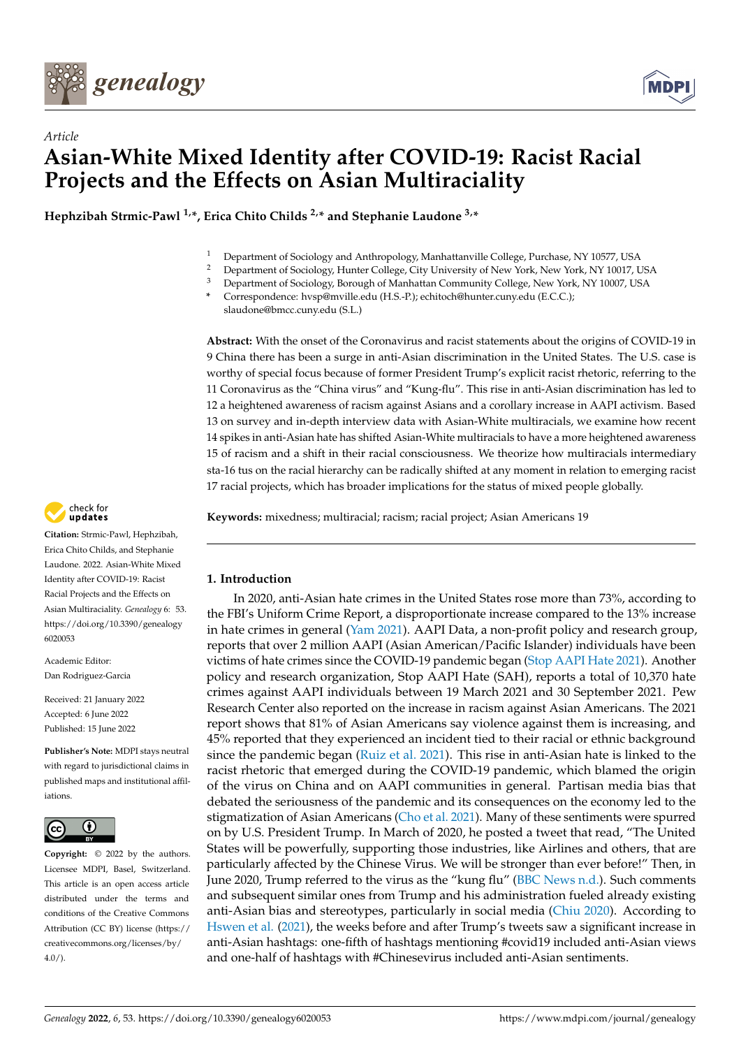*genealogy*

*Article*

# Asian-White Mixed Identity after COVID-19: Racist Racial Projects and the Effects on Asian Multiraciality

**Hephzibah Strmic-Pawl [1,*], Erica Chito Childs [2,*] and Stephanie Laudone [3,*]**

[1] Department of Sociology and Anthropology, Manhattanville College, Purchase, NY 10577, USA
[2] Department of Sociology, Hunter College, City University of New York, New York, NY 10017, USA
[3] Department of Sociology, Borough of Manhattan Community College, New York, NY 10007, USA
[*] Correspondence: hvsp@mville.edu (H.S.-P.); echitoch@hunter.cuny.edu (E.C.C.); slaudone@bmcc.cuny.edu (S.L.)

**Abstract:** With the onset of the Coronavirus and racist statements about the origins of COVID-19 in China there has been a surge in anti-Asian discrimination in the United States. The U.S. case is worthy of special focus because of former President Trump's explicit racist rhetoric, referring to the Coronavirus as the "China virus" and "Kung-flu". This rise in anti-Asian discrimination has led to a heightened awareness of racism against Asians and a corollary increase in AAPI activism. Based on survey and in-depth interview data with Asian-White multiracials, we examine how recent spikes in anti-Asian hate has shifted Asian-White multiracials to have a more heightened awareness of racism and a shift in their racial consciousness. We theorize how multiracials intermediary status on the racial hierarchy can be radically shifted at any moment in relation to emerging racist racial projects, which has broader implications for the status of mixed people globally.

**Keywords:** mixedness; multiracial; racism; racial project; Asian Americans

**Citation:** Strmic-Pawl, Hephzibah, Erica Chito Childs, and Stephanie Laudone. 2022. Asian-White Mixed Identity after COVID-19: Racist Racial Projects and the Effects on Asian Multiraciality. *Genealogy* 6: 53. https://doi.org/10.3390/genealogy6020053

Academic Editor: Dan Rodriguez-Garcia

Received: 21 January 2022
Accepted: 6 June 2022
Published: 15 June 2022

**Publisher's Note:** MDPI stays neutral with regard to jurisdictional claims in published maps and institutional affiliations.

**Copyright:** © 2022 by the authors. Licensee MDPI, Basel, Switzerland. This article is an open access article distributed under the terms and conditions of the Creative Commons Attribution (CC BY) license (https://creativecommons.org/licenses/by/4.0/).

## 1. Introduction

In 2020, anti-Asian hate crimes in the United States rose more than 73%, according to the FBI's Uniform Crime Report, a disproportionate increase compared to the 13% increase in hate crimes in general (Yam 2021). AAPI Data, a non-profit policy and research group, reports that over 2 million AAPI (Asian American/Pacific Islander) individuals have been victims of hate crimes since the COVID-19 pandemic began (Stop AAPI Hate 2021). Another policy and research organization, Stop AAPI Hate (SAH), reports a total of 10,370 hate crimes against AAPI individuals between 19 March 2021 and 30 September 2021. Pew Research Center also reported on the increase in racism against Asian Americans. The 2021 report shows that 81% of Asian Americans say violence against them is increasing, and 45% reported that they experienced an incident tied to their racial or ethnic background since the pandemic began (Ruiz et al. 2021). This rise in anti-Asian hate is linked to the racist rhetoric that emerged during the COVID-19 pandemic, which blamed the origin of the virus on China and on AAPI communities in general. Partisan media bias that debated the seriousness of the pandemic and its consequences on the economy led to the stigmatization of Asian Americans (Cho et al. 2021). Many of these sentiments were spurred on by U.S. President Trump. In March of 2020, he posted a tweet that read, "The United States will be powerfully, supporting those industries, like Airlines and others, that are particularly affected by the Chinese Virus. We will be stronger than ever before!" Then, in June 2020, Trump referred to the virus as the "kung flu" (BBC News n.d.). Such comments and subsequent similar ones from Trump and his administration fueled already existing anti-Asian bias and stereotypes, particularly in social media (Chiu 2020). According to Hswen et al. (2021), the weeks before and after Trump's tweets saw a significant increase in anti-Asian hashtags: one-fifth of hashtags mentioning #covid19 included anti-Asian views and one-half of hashtags with #Chinesevirus included anti-Asian sentiments.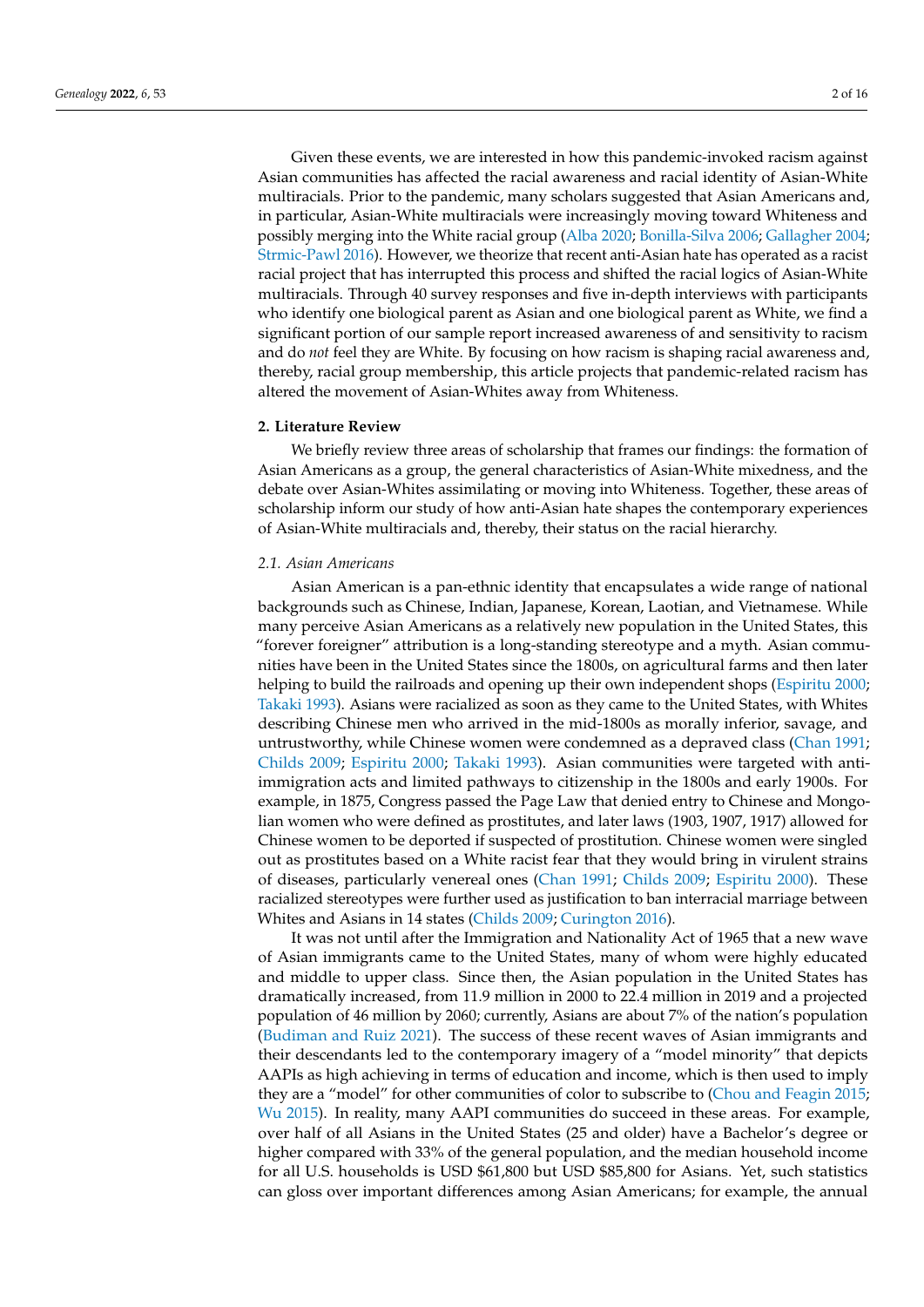Given these events, we are interested in how this pandemic-invoked racism against Asian communities has affected the racial awareness and racial identity of Asian-White multiracials. Prior to the pandemic, many scholars suggested that Asian Americans and, in particular, Asian-White multiracials were increasingly moving toward Whiteness and possibly merging into the White racial group (Alba 2020; Bonilla-Silva 2006; Gallagher 2004; Strmic-Pawl 2016). However, we theorize that recent anti-Asian hate has operated as a racist racial project that has interrupted this process and shifted the racial logics of Asian-White multiracials. Through 40 survey responses and five in-depth interviews with participants who identify one biological parent as Asian and one biological parent as White, we find a significant portion of our sample report increased awareness of and sensitivity to racism and do *not* feel they are White. By focusing on how racism is shaping racial awareness and, thereby, racial group membership, this article projects that pandemic-related racism has altered the movement of Asian-Whites away from Whiteness.

## 2. Literature Review

We briefly review three areas of scholarship that frames our findings: the formation of Asian Americans as a group, the general characteristics of Asian-White mixedness, and the debate over Asian-Whites assimilating or moving into Whiteness. Together, these areas of scholarship inform our study of how anti-Asian hate shapes the contemporary experiences of Asian-White multiracials and, thereby, their status on the racial hierarchy.

### *2.1. Asian Americans*

Asian American is a pan-ethnic identity that encapsulates a wide range of national backgrounds such as Chinese, Indian, Japanese, Korean, Laotian, and Vietnamese. While many perceive Asian Americans as a relatively new population in the United States, this "forever foreigner" attribution is a long-standing stereotype and a myth. Asian communities have been in the United States since the 1800s, on agricultural farms and then later helping to build the railroads and opening up their own independent shops (Espiritu 2000; Takaki 1993). Asians were racialized as soon as they came to the United States, with Whites describing Chinese men who arrived in the mid-1800s as morally inferior, savage, and untrustworthy, while Chinese women were condemned as a depraved class (Chan 1991; Childs 2009; Espiritu 2000; Takaki 1993). Asian communities were targeted with anti-immigration acts and limited pathways to citizenship in the 1800s and early 1900s. For example, in 1875, Congress passed the Page Law that denied entry to Chinese and Mongolian women who were defined as prostitutes, and later laws (1903, 1907, 1917) allowed for Chinese women to be deported if suspected of prostitution. Chinese women were singled out as prostitutes based on a White racist fear that they would bring in virulent strains of diseases, particularly venereal ones (Chan 1991; Childs 2009; Espiritu 2000). These racialized stereotypes were further used as justification to ban interracial marriage between Whites and Asians in 14 states (Childs 2009; Curington 2016).

It was not until after the Immigration and Nationality Act of 1965 that a new wave of Asian immigrants came to the United States, many of whom were highly educated and middle to upper class. Since then, the Asian population in the United States has dramatically increased, from 11.9 million in 2000 to 22.4 million in 2019 and a projected population of 46 million by 2060; currently, Asians are about 7% of the nation's population (Budiman and Ruiz 2021). The success of these recent waves of Asian immigrants and their descendants led to the contemporary imagery of a "model minority" that depicts AAPIs as high achieving in terms of education and income, which is then used to imply they are a "model" for other communities of color to subscribe to (Chou and Feagin 2015; Wu 2015). In reality, many AAPI communities do succeed in these areas. For example, over half of all Asians in the United States (25 and older) have a Bachelor's degree or higher compared with 33% of the general population, and the median household income for all U.S. households is USD $61,800 but USD $85,800 for Asians. Yet, such statistics can gloss over important differences among Asian Americans; for example, the annual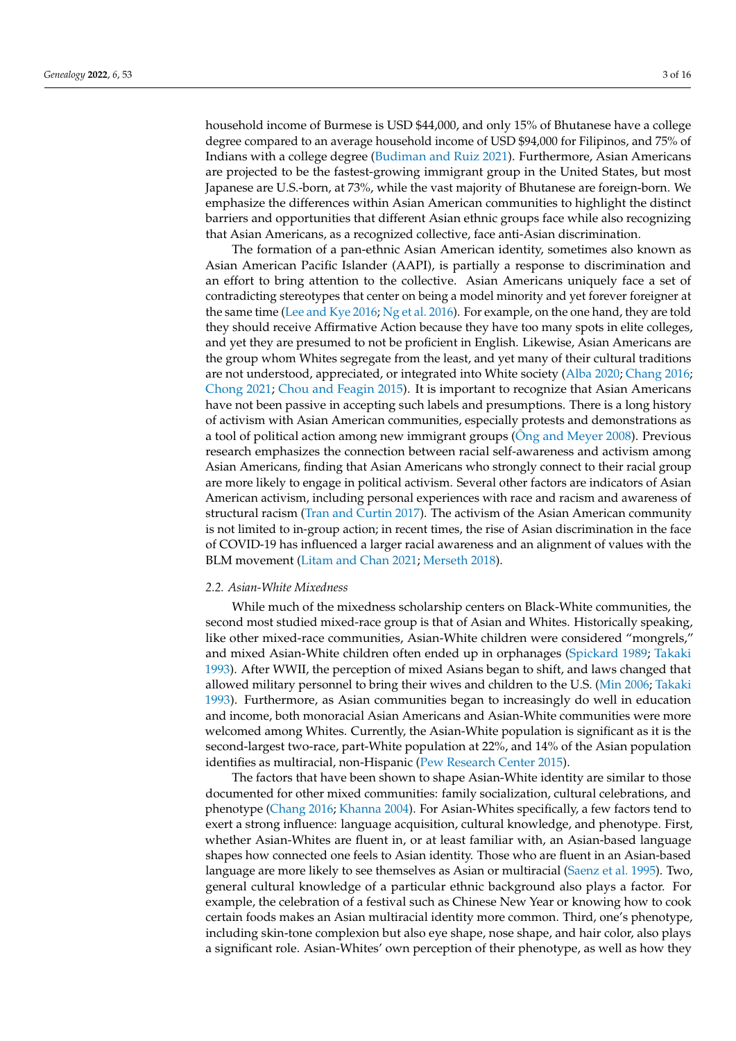household income of Burmese is USD $44,000, and only 15% of Bhutanese have a college degree compared to an average household income of USD $94,000 for Filipinos, and 75% of Indians with a college degree (Budiman and Ruiz 2021). Furthermore, Asian Americans are projected to be the fastest-growing immigrant group in the United States, but most Japanese are U.S.-born, at 73%, while the vast majority of Bhutanese are foreign-born. We emphasize the differences within Asian American communities to highlight the distinct barriers and opportunities that different Asian ethnic groups face while also recognizing that Asian Americans, as a recognized collective, face anti-Asian discrimination.

The formation of a pan-ethnic Asian American identity, sometimes also known as Asian American Pacific Islander (AAPI), is partially a response to discrimination and an effort to bring attention to the collective. Asian Americans uniquely face a set of contradicting stereotypes that center on being a model minority and yet forever foreigner at the same time (Lee and Kye 2016; Ng et al. 2016). For example, on the one hand, they are told they should receive Affirmative Action because they have too many spots in elite colleges, and yet they are presumed to not be proficient in English. Likewise, Asian Americans are the group whom Whites segregate from the least, and yet many of their cultural traditions are not understood, appreciated, or integrated into White society (Alba 2020; Chang 2016; Chong 2021; Chou and Feagin 2015). It is important to recognize that Asian Americans have not been passive in accepting such labels and presumptions. There is a long history of activism with Asian American communities, especially protests and demonstrations as a tool of political action among new immigrant groups (Ông and Meyer 2008). Previous research emphasizes the connection between racial self-awareness and activism among Asian Americans, finding that Asian Americans who strongly connect to their racial group are more likely to engage in political activism. Several other factors are indicators of Asian American activism, including personal experiences with race and racism and awareness of structural racism (Tran and Curtin 2017). The activism of the Asian American community is not limited to in-group action; in recent times, the rise of Asian discrimination in the face of COVID-19 has influenced a larger racial awareness and an alignment of values with the BLM movement (Litam and Chan 2021; Merseth 2018).

### 2.2. Asian-White Mixedness

While much of the mixedness scholarship centers on Black-White communities, the second most studied mixed-race group is that of Asian and Whites. Historically speaking, like other mixed-race communities, Asian-White children were considered "mongrels," and mixed Asian-White children often ended up in orphanages (Spickard 1989; Takaki 1993). After WWII, the perception of mixed Asians began to shift, and laws changed that allowed military personnel to bring their wives and children to the U.S. (Min 2006; Takaki 1993). Furthermore, as Asian communities began to increasingly do well in education and income, both monoracial Asian Americans and Asian-White communities were more welcomed among Whites. Currently, the Asian-White population is significant as it is the second-largest two-race, part-White population at 22%, and 14% of the Asian population identifies as multiracial, non-Hispanic (Pew Research Center 2015).

The factors that have been shown to shape Asian-White identity are similar to those documented for other mixed communities: family socialization, cultural celebrations, and phenotype (Chang 2016; Khanna 2004). For Asian-Whites specifically, a few factors tend to exert a strong influence: language acquisition, cultural knowledge, and phenotype. First, whether Asian-Whites are fluent in, or at least familiar with, an Asian-based language shapes how connected one feels to Asian identity. Those who are fluent in an Asian-based language are more likely to see themselves as Asian or multiracial (Saenz et al. 1995). Two, general cultural knowledge of a particular ethnic background also plays a factor. For example, the celebration of a festival such as Chinese New Year or knowing how to cook certain foods makes an Asian multiracial identity more common. Third, one's phenotype, including skin-tone complexion but also eye shape, nose shape, and hair color, also plays a significant role. Asian-Whites' own perception of their phenotype, as well as how they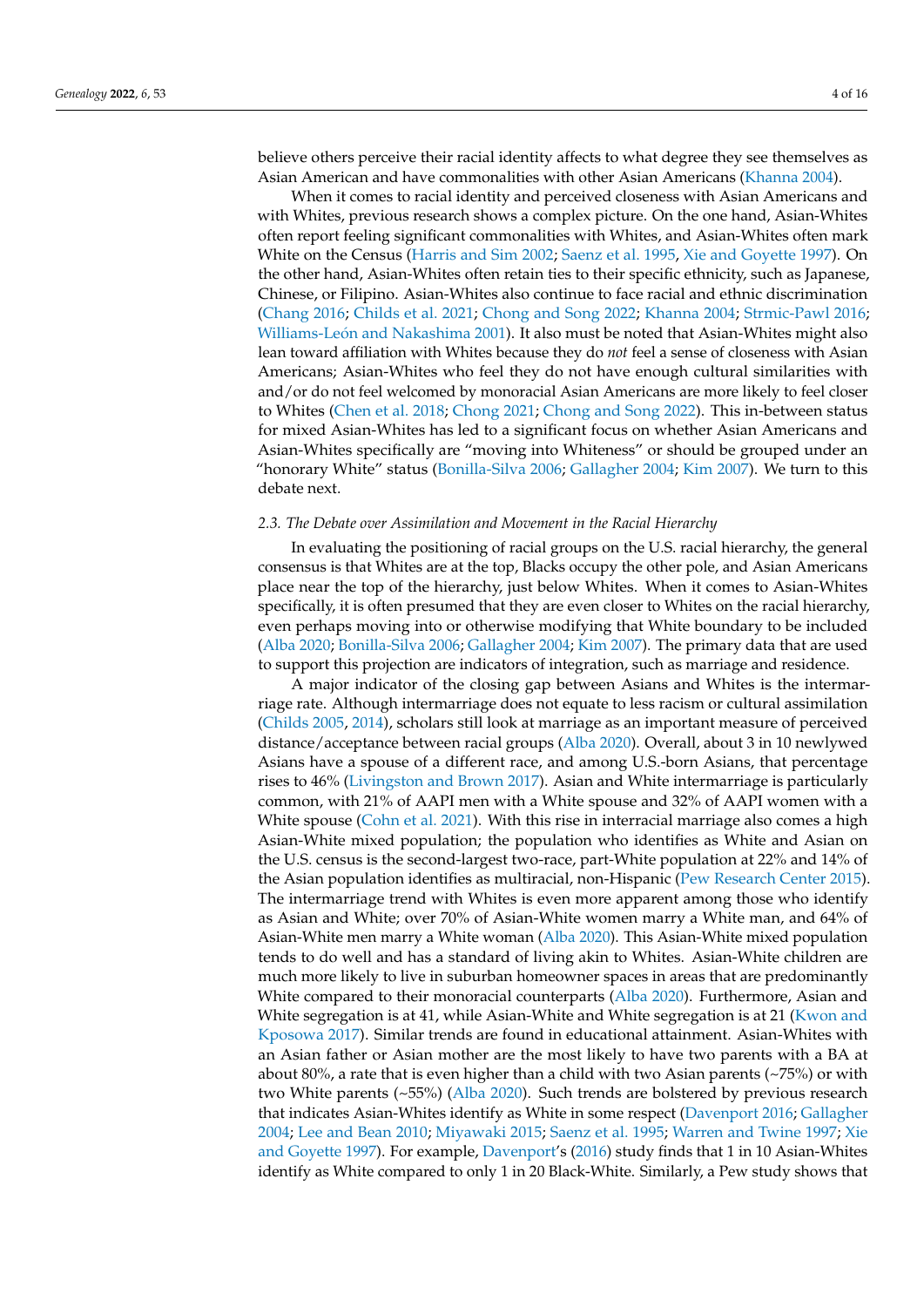believe others perceive their racial identity affects to what degree they see themselves as Asian American and have commonalities with other Asian Americans (Khanna 2004).

When it comes to racial identity and perceived closeness with Asian Americans and with Whites, previous research shows a complex picture. On the one hand, Asian-Whites often report feeling significant commonalities with Whites, and Asian-Whites often mark White on the Census (Harris and Sim 2002; Saenz et al. 1995, Xie and Goyette 1997). On the other hand, Asian-Whites often retain ties to their specific ethnicity, such as Japanese, Chinese, or Filipino. Asian-Whites also continue to face racial and ethnic discrimination (Chang 2016; Childs et al. 2021; Chong and Song 2022; Khanna 2004; Strmic-Pawl 2016; Williams-León and Nakashima 2001). It also must be noted that Asian-Whites might also lean toward affiliation with Whites because they do *not* feel a sense of closeness with Asian Americans; Asian-Whites who feel they do not have enough cultural similarities with and/or do not feel welcomed by monoracial Asian Americans are more likely to feel closer to Whites (Chen et al. 2018; Chong 2021; Chong and Song 2022). This in-between status for mixed Asian-Whites has led to a significant focus on whether Asian Americans and Asian-Whites specifically are "moving into Whiteness" or should be grouped under an "honorary White" status (Bonilla-Silva 2006; Gallagher 2004; Kim 2007). We turn to this debate next.

### *2.3. The Debate over Assimilation and Movement in the Racial Hierarchy*

In evaluating the positioning of racial groups on the U.S. racial hierarchy, the general consensus is that Whites are at the top, Blacks occupy the other pole, and Asian Americans place near the top of the hierarchy, just below Whites. When it comes to Asian-Whites specifically, it is often presumed that they are even closer to Whites on the racial hierarchy, even perhaps moving into or otherwise modifying that White boundary to be included (Alba 2020; Bonilla-Silva 2006; Gallagher 2004; Kim 2007). The primary data that are used to support this projection are indicators of integration, such as marriage and residence.

A major indicator of the closing gap between Asians and Whites is the intermarriage rate. Although intermarriage does not equate to less racism or cultural assimilation (Childs 2005, 2014), scholars still look at marriage as an important measure of perceived distance/acceptance between racial groups (Alba 2020). Overall, about 3 in 10 newlywed Asians have a spouse of a different race, and among U.S.-born Asians, that percentage rises to 46% (Livingston and Brown 2017). Asian and White intermarriage is particularly common, with 21% of AAPI men with a White spouse and 32% of AAPI women with a White spouse (Cohn et al. 2021). With this rise in interracial marriage also comes a high Asian-White mixed population; the population who identifies as White and Asian on the U.S. census is the second-largest two-race, part-White population at 22% and 14% of the Asian population identifies as multiracial, non-Hispanic (Pew Research Center 2015). The intermarriage trend with Whites is even more apparent among those who identify as Asian and White; over 70% of Asian-White women marry a White man, and 64% of Asian-White men marry a White woman (Alba 2020). This Asian-White mixed population tends to do well and has a standard of living akin to Whites. Asian-White children are much more likely to live in suburban homeowner spaces in areas that are predominantly White compared to their monoracial counterparts (Alba 2020). Furthermore, Asian and White segregation is at 41, while Asian-White and White segregation is at 21 (Kwon and Kposowa 2017). Similar trends are found in educational attainment. Asian-Whites with an Asian father or Asian mother are the most likely to have two parents with a BA at about 80%, a rate that is even higher than a child with two Asian parents (~75%) or with two White parents (~55%) (Alba 2020). Such trends are bolstered by previous research that indicates Asian-Whites identify as White in some respect (Davenport 2016; Gallagher 2004; Lee and Bean 2010; Miyawaki 2015; Saenz et al. 1995; Warren and Twine 1997; Xie and Goyette 1997). For example, Davenport's (2016) study finds that 1 in 10 Asian-Whites identify as White compared to only 1 in 20 Black-White. Similarly, a Pew study shows that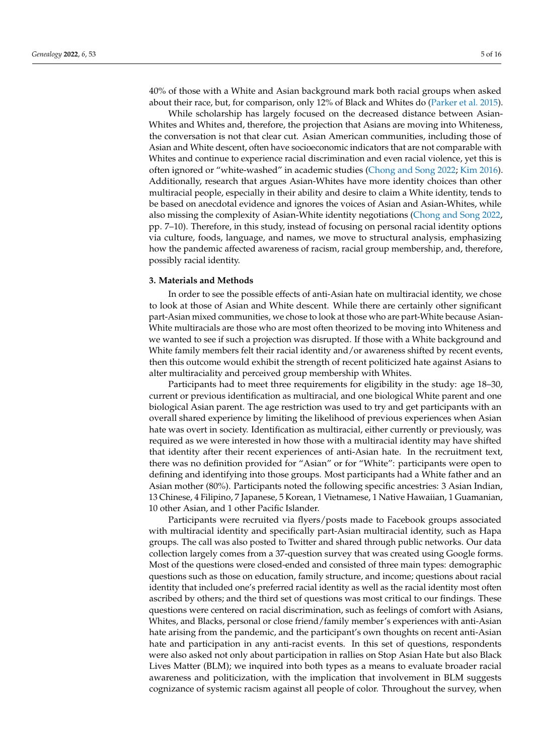40% of those with a White and Asian background mark both racial groups when asked about their race, but, for comparison, only 12% of Black and Whites do (Parker et al. 2015).

While scholarship has largely focused on the decreased distance between Asian-Whites and Whites and, therefore, the projection that Asians are moving into Whiteness, the conversation is not that clear cut. Asian American communities, including those of Asian and White descent, often have socioeconomic indicators that are not comparable with Whites and continue to experience racial discrimination and even racial violence, yet this is often ignored or "white-washed" in academic studies (Chong and Song 2022; Kim 2016). Additionally, research that argues Asian-Whites have more identity choices than other multiracial people, especially in their ability and desire to claim a White identity, tends to be based on anecdotal evidence and ignores the voices of Asian and Asian-Whites, while also missing the complexity of Asian-White identity negotiations (Chong and Song 2022, pp. 7–10). Therefore, in this study, instead of focusing on personal racial identity options via culture, foods, language, and names, we move to structural analysis, emphasizing how the pandemic affected awareness of racism, racial group membership, and, therefore, possibly racial identity.

## 3. Materials and Methods

In order to see the possible effects of anti-Asian hate on multiracial identity, we chose to look at those of Asian and White descent. While there are certainly other significant part-Asian mixed communities, we chose to look at those who are part-White because Asian-White multiracials are those who are most often theorized to be moving into Whiteness and we wanted to see if such a projection was disrupted. If those with a White background and White family members felt their racial identity and/or awareness shifted by recent events, then this outcome would exhibit the strength of recent politicized hate against Asians to alter multiraciality and perceived group membership with Whites.

Participants had to meet three requirements for eligibility in the study: age 18–30, current or previous identification as multiracial, and one biological White parent and one biological Asian parent. The age restriction was used to try and get participants with an overall shared experience by limiting the likelihood of previous experiences when Asian hate was overt in society. Identification as multiracial, either currently or previously, was required as we were interested in how those with a multiracial identity may have shifted that identity after their recent experiences of anti-Asian hate. In the recruitment text, there was no definition provided for "Asian" or for "White": participants were open to defining and identifying into those groups. Most participants had a White father and an Asian mother (80%). Participants noted the following specific ancestries: 3 Asian Indian, 13 Chinese, 4 Filipino, 7 Japanese, 5 Korean, 1 Vietnamese, 1 Native Hawaiian, 1 Guamanian, 10 other Asian, and 1 other Pacific Islander.

Participants were recruited via flyers/posts made to Facebook groups associated with multiracial identity and specifically part-Asian multiracial identity, such as Hapa groups. The call was also posted to Twitter and shared through public networks. Our data collection largely comes from a 37-question survey that was created using Google forms. Most of the questions were closed-ended and consisted of three main types: demographic questions such as those on education, family structure, and income; questions about racial identity that included one's preferred racial identity as well as the racial identity most often ascribed by others; and the third set of questions was most critical to our findings. These questions were centered on racial discrimination, such as feelings of comfort with Asians, Whites, and Blacks, personal or close friend/family member's experiences with anti-Asian hate arising from the pandemic, and the participant's own thoughts on recent anti-Asian hate and participation in any anti-racist events. In this set of questions, respondents were also asked not only about participation in rallies on Stop Asian Hate but also Black Lives Matter (BLM); we inquired into both types as a means to evaluate broader racial awareness and politicization, with the implication that involvement in BLM suggests cognizance of systemic racism against all people of color. Throughout the survey, when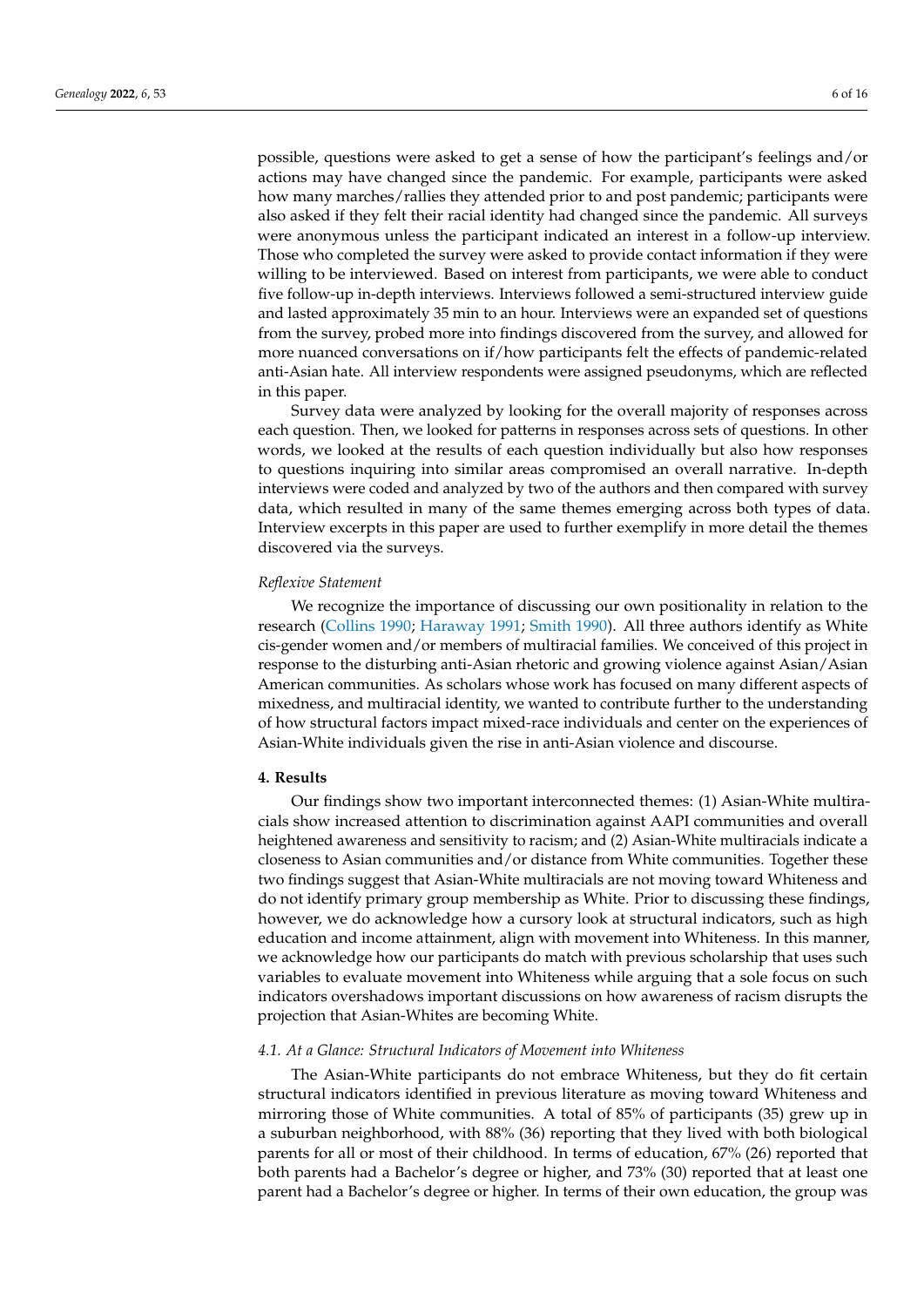possible, questions were asked to get a sense of how the participant's feelings and/or actions may have changed since the pandemic. For example, participants were asked how many marches/rallies they attended prior to and post pandemic; participants were also asked if they felt their racial identity had changed since the pandemic. All surveys were anonymous unless the participant indicated an interest in a follow-up interview. Those who completed the survey were asked to provide contact information if they were willing to be interviewed. Based on interest from participants, we were able to conduct five follow-up in-depth interviews. Interviews followed a semi-structured interview guide and lasted approximately 35 min to an hour. Interviews were an expanded set of questions from the survey, probed more into findings discovered from the survey, and allowed for more nuanced conversations on if/how participants felt the effects of pandemic-related anti-Asian hate. All interview respondents were assigned pseudonyms, which are reflected in this paper.

Survey data were analyzed by looking for the overall majority of responses across each question. Then, we looked for patterns in responses across sets of questions. In other words, we looked at the results of each question individually but also how responses to questions inquiring into similar areas compromised an overall narrative. In-depth interviews were coded and analyzed by two of the authors and then compared with survey data, which resulted in many of the same themes emerging across both types of data. Interview excerpts in this paper are used to further exemplify in more detail the themes discovered via the surveys.

*Reflexive Statement*

We recognize the importance of discussing our own positionality in relation to the research (Collins 1990; Haraway 1991; Smith 1990). All three authors identify as White cis-gender women and/or members of multiracial families. We conceived of this project in response to the disturbing anti-Asian rhetoric and growing violence against Asian/Asian American communities. As scholars whose work has focused on many different aspects of mixedness, and multiracial identity, we wanted to contribute further to the understanding of how structural factors impact mixed-race individuals and center on the experiences of Asian-White individuals given the rise in anti-Asian violence and discourse.

## 4. Results

Our findings show two important interconnected themes: (1) Asian-White multiracials show increased attention to discrimination against AAPI communities and overall heightened awareness and sensitivity to racism; and (2) Asian-White multiracials indicate a closeness to Asian communities and/or distance from White communities. Together these two findings suggest that Asian-White multiracials are not moving toward Whiteness and do not identify primary group membership as White. Prior to discussing these findings, however, we do acknowledge how a cursory look at structural indicators, such as high education and income attainment, align with movement into Whiteness. In this manner, we acknowledge how our participants do match with previous scholarship that uses such variables to evaluate movement into Whiteness while arguing that a sole focus on such indicators overshadows important discussions on how awareness of racism disrupts the projection that Asian-Whites are becoming White.

### *4.1. At a Glance: Structural Indicators of Movement into Whiteness*

The Asian-White participants do not embrace Whiteness, but they do fit certain structural indicators identified in previous literature as moving toward Whiteness and mirroring those of White communities. A total of 85% of participants (35) grew up in a suburban neighborhood, with 88% (36) reporting that they lived with both biological parents for all or most of their childhood. In terms of education, 67% (26) reported that both parents had a Bachelor's degree or higher, and 73% (30) reported that at least one parent had a Bachelor's degree or higher. In terms of their own education, the group was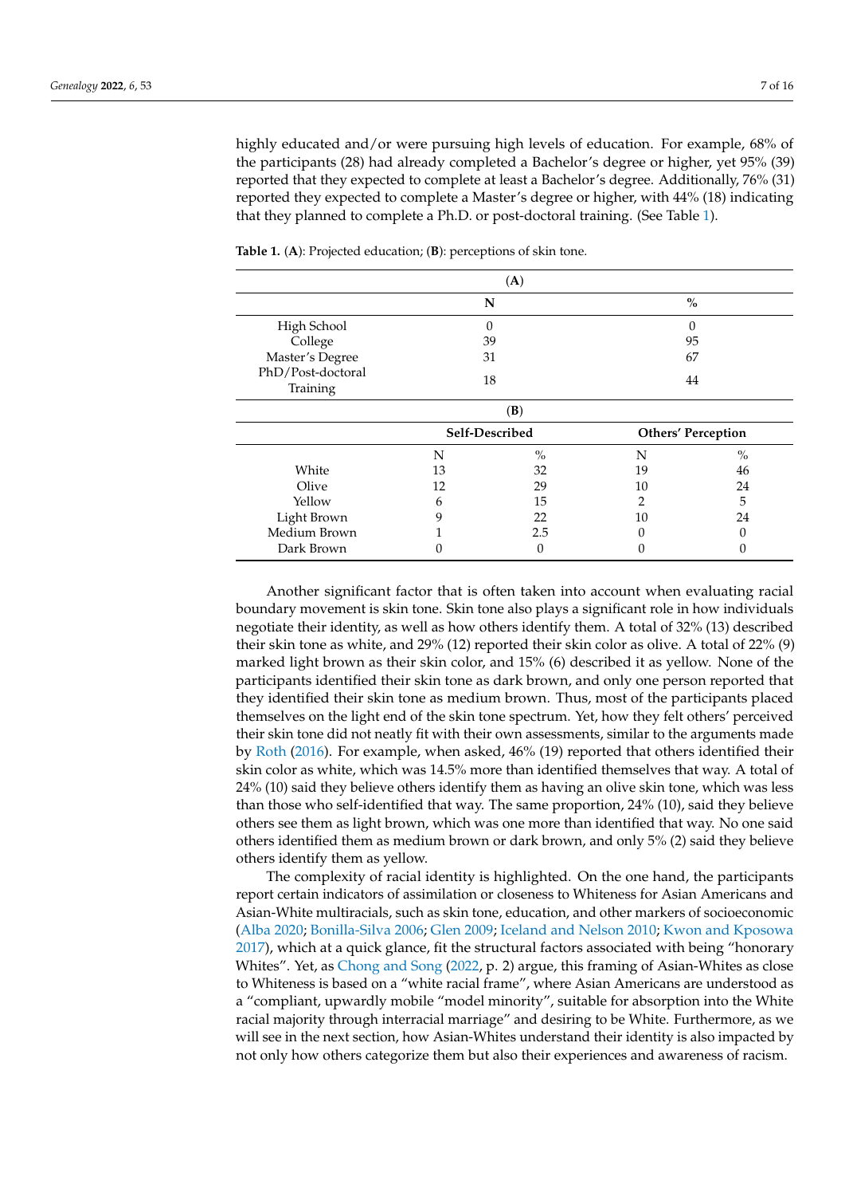highly educated and/or were pursuing high levels of education. For example, 68% of the participants (28) had already completed a Bachelor's degree or higher, yet 95% (39) reported that they expected to complete at least a Bachelor's degree. Additionally, 76% (31) reported they expected to complete a Master's degree or higher, with 44% (18) indicating that they planned to complete a Ph.D. or post-doctoral training. (See Table 1).

**Table 1.** (**A**): Projected education; (**B**): perceptions of skin tone.

| (**A**) | | |
|---|---|---|
| | **N** | **%** |
| High School | 0 | 0 |
| College | 39 | 95 |
| Master's Degree | 31 | 67 |
| PhD/Post-doctoral Training | 18 | 44 |

| (**B**) | | | | |
|---|---|---|---|---|
| | **Self-Described** | | **Others' Perception** | |
| | N | % | N | % |
| White | 13 | 32 | 19 | 46 |
| Olive | 12 | 29 | 10 | 24 |
| Yellow | 6 | 15 | 2 | 5 |
| Light Brown | 9 | 22 | 10 | 24 |
| Medium Brown | 1 | 2.5 | 0 | 0 |
| Dark Brown | 0 | 0 | 0 | 0 |

Another significant factor that is often taken into account when evaluating racial boundary movement is skin tone. Skin tone also plays a significant role in how individuals negotiate their identity, as well as how others identify them. A total of 32% (13) described their skin tone as white, and 29% (12) reported their skin color as olive. A total of 22% (9) marked light brown as their skin color, and 15% (6) described it as yellow. None of the participants identified their skin tone as dark brown, and only one person reported that they identified their skin tone as medium brown. Thus, most of the participants placed themselves on the light end of the skin tone spectrum. Yet, how they felt others' perceived their skin tone did not neatly fit with their own assessments, similar to the arguments made by Roth (2016). For example, when asked, 46% (19) reported that others identified their skin color as white, which was 14.5% more than identified themselves that way. A total of 24% (10) said they believe others identify them as having an olive skin tone, which was less than those who self-identified that way. The same proportion, 24% (10), said they believe others see them as light brown, which was one more than identified that way. No one said others identified them as medium brown or dark brown, and only 5% (2) said they believe others identify them as yellow.

The complexity of racial identity is highlighted. On the one hand, the participants report certain indicators of assimilation or closeness to Whiteness for Asian Americans and Asian-White multiracials, such as skin tone, education, and other markers of socioeconomic (Alba 2020; Bonilla-Silva 2006; Glen 2009; Iceland and Nelson 2010; Kwon and Kposowa 2017), which at a quick glance, fit the structural factors associated with being "honorary Whites". Yet, as Chong and Song (2022, p. 2) argue, this framing of Asian-Whites as close to Whiteness is based on a "white racial frame", where Asian Americans are understood as a "compliant, upwardly mobile "model minority", suitable for absorption into the White racial majority through interracial marriage" and desiring to be White. Furthermore, as we will see in the next section, how Asian-Whites understand their identity is also impacted by not only how others categorize them but also their experiences and awareness of racism.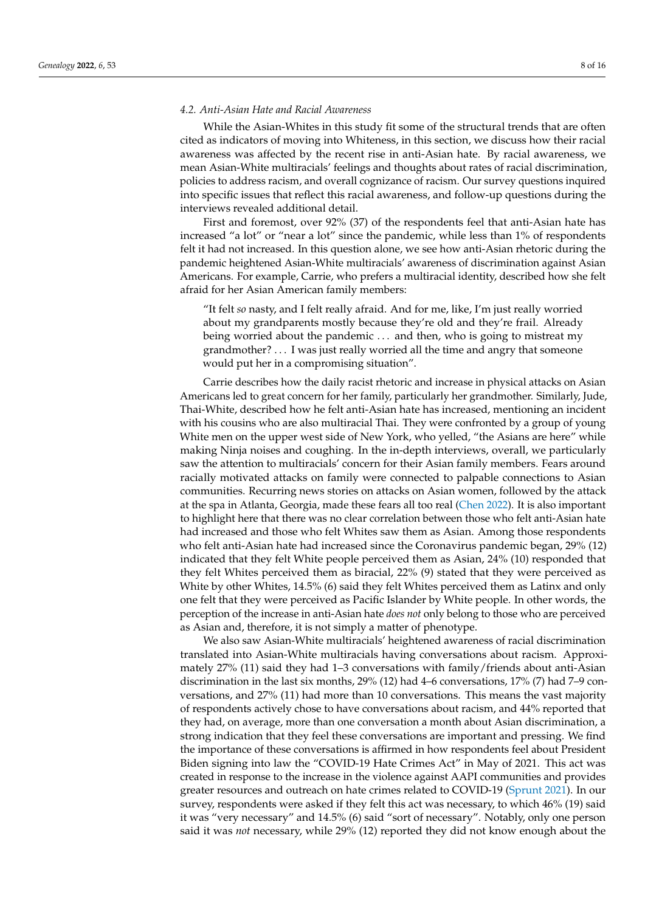### *4.2. Anti-Asian Hate and Racial Awareness*

While the Asian-Whites in this study fit some of the structural trends that are often cited as indicators of moving into Whiteness, in this section, we discuss how their racial awareness was affected by the recent rise in anti-Asian hate. By racial awareness, we mean Asian-White multiracials' feelings and thoughts about rates of racial discrimination, policies to address racism, and overall cognizance of racism. Our survey questions inquired into specific issues that reflect this racial awareness, and follow-up questions during the interviews revealed additional detail.

First and foremost, over 92% (37) of the respondents feel that anti-Asian hate has increased "a lot" or "near a lot" since the pandemic, while less than 1% of respondents felt it had not increased. In this question alone, we see how anti-Asian rhetoric during the pandemic heightened Asian-White multiracials' awareness of discrimination against Asian Americans. For example, Carrie, who prefers a multiracial identity, described how she felt afraid for her Asian American family members:

> "It felt *so* nasty, and I felt really afraid. And for me, like, I'm just really worried about my grandparents mostly because they're old and they're frail. Already being worried about the pandemic . . . and then, who is going to mistreat my grandmother? . . . I was just really worried all the time and angry that someone would put her in a compromising situation".

Carrie describes how the daily racist rhetoric and increase in physical attacks on Asian Americans led to great concern for her family, particularly her grandmother. Similarly, Jude, Thai-White, described how he felt anti-Asian hate has increased, mentioning an incident with his cousins who are also multiracial Thai. They were confronted by a group of young White men on the upper west side of New York, who yelled, "the Asians are here" while making Ninja noises and coughing. In the in-depth interviews, overall, we particularly saw the attention to multiracials' concern for their Asian family members. Fears around racially motivated attacks on family were connected to palpable connections to Asian communities. Recurring news stories on attacks on Asian women, followed by the attack at the spa in Atlanta, Georgia, made these fears all too real (Chen 2022). It is also important to highlight here that there was no clear correlation between those who felt anti-Asian hate had increased and those who felt Whites saw them as Asian. Among those respondents who felt anti-Asian hate had increased since the Coronavirus pandemic began, 29% (12) indicated that they felt White people perceived them as Asian, 24% (10) responded that they felt Whites perceived them as biracial, 22% (9) stated that they were perceived as White by other Whites, 14.5% (6) said they felt Whites perceived them as Latinx and only one felt that they were perceived as Pacific Islander by White people. In other words, the perception of the increase in anti-Asian hate *does not* only belong to those who are perceived as Asian and, therefore, it is not simply a matter of phenotype.

We also saw Asian-White multiracials' heightened awareness of racial discrimination translated into Asian-White multiracials having conversations about racism. Approximately 27% (11) said they had 1–3 conversations with family/friends about anti-Asian discrimination in the last six months, 29% (12) had 4–6 conversations, 17% (7) had 7–9 conversations, and 27% (11) had more than 10 conversations. This means the vast majority of respondents actively chose to have conversations about racism, and 44% reported that they had, on average, more than one conversation a month about Asian discrimination, a strong indication that they feel these conversations are important and pressing. We find the importance of these conversations is affirmed in how respondents feel about President Biden signing into law the "COVID-19 Hate Crimes Act" in May of 2021. This act was created in response to the increase in the violence against AAPI communities and provides greater resources and outreach on hate crimes related to COVID-19 (Sprunt 2021). In our survey, respondents were asked if they felt this act was necessary, to which 46% (19) said it was "very necessary" and 14.5% (6) said "sort of necessary". Notably, only one person said it was *not* necessary, while 29% (12) reported they did not know enough about the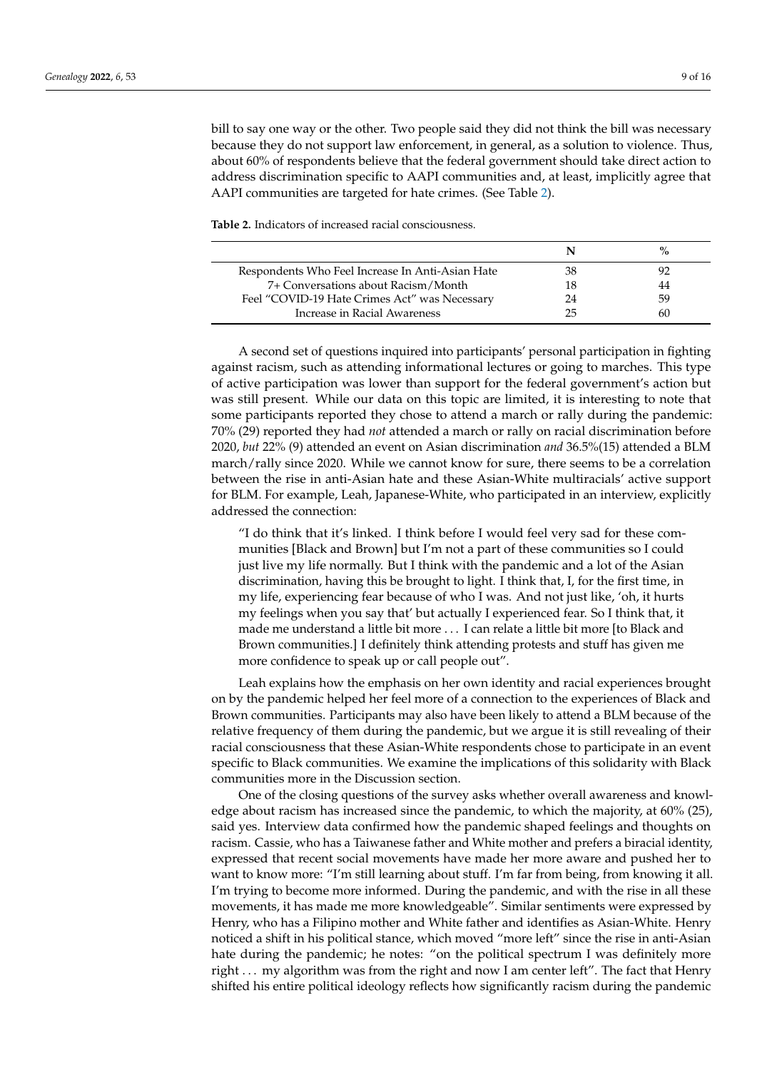bill to say one way or the other. Two people said they did not think the bill was necessary because they do not support law enforcement, in general, as a solution to violence. Thus, about 60% of respondents believe that the federal government should take direct action to address discrimination specific to AAPI communities and, at least, implicitly agree that AAPI communities are targeted for hate crimes. (See Table 2).

**Table 2.** Indicators of increased racial consciousness.

| | N | % |
|---|---|---|
| Respondents Who Feel Increase In Anti-Asian Hate | 38 | 92 |
| 7+ Conversations about Racism/Month | 18 | 44 |
| Feel "COVID-19 Hate Crimes Act" was Necessary | 24 | 59 |
| Increase in Racial Awareness | 25 | 60 |

A second set of questions inquired into participants' personal participation in fighting against racism, such as attending informational lectures or going to marches. This type of active participation was lower than support for the federal government's action but was still present. While our data on this topic are limited, it is interesting to note that some participants reported they chose to attend a march or rally during the pandemic: 70% (29) reported they had *not* attended a march or rally on racial discrimination before 2020, *but* 22% (9) attended an event on Asian discrimination *and* 36.5%(15) attended a BLM march/rally since 2020. While we cannot know for sure, there seems to be a correlation between the rise in anti-Asian hate and these Asian-White multiracials' active support for BLM. For example, Leah, Japanese-White, who participated in an interview, explicitly addressed the connection:

> "I do think that it's linked. I think before I would feel very sad for these communities [Black and Brown] but I'm not a part of these communities so I could just live my life normally. But I think with the pandemic and a lot of the Asian discrimination, having this be brought to light. I think that, I, for the first time, in my life, experiencing fear because of who I was. And not just like, 'oh, it hurts my feelings when you say that' but actually I experienced fear. So I think that, it made me understand a little bit more . . . I can relate a little bit more [to Black and Brown communities.] I definitely think attending protests and stuff has given me more confidence to speak up or call people out".

Leah explains how the emphasis on her own identity and racial experiences brought on by the pandemic helped her feel more of a connection to the experiences of Black and Brown communities. Participants may also have been likely to attend a BLM because of the relative frequency of them during the pandemic, but we argue it is still revealing of their racial consciousness that these Asian-White respondents chose to participate in an event specific to Black communities. We examine the implications of this solidarity with Black communities more in the Discussion section.

One of the closing questions of the survey asks whether overall awareness and knowledge about racism has increased since the pandemic, to which the majority, at 60% (25), said yes. Interview data confirmed how the pandemic shaped feelings and thoughts on racism. Cassie, who has a Taiwanese father and White mother and prefers a biracial identity, expressed that recent social movements have made her more aware and pushed her to want to know more: "I'm still learning about stuff. I'm far from being, from knowing it all. I'm trying to become more informed. During the pandemic, and with the rise in all these movements, it has made me more knowledgeable". Similar sentiments were expressed by Henry, who has a Filipino mother and White father and identifies as Asian-White. Henry noticed a shift in his political stance, which moved "more left" since the rise in anti-Asian hate during the pandemic; he notes: "on the political spectrum I was definitely more right . . . my algorithm was from the right and now I am center left". The fact that Henry shifted his entire political ideology reflects how significantly racism during the pandemic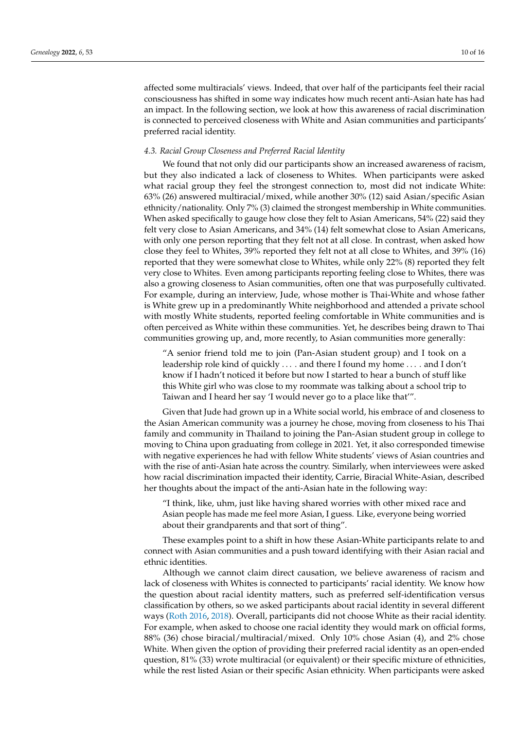affected some multiracials' views. Indeed, that over half of the participants feel their racial consciousness has shifted in some way indicates how much recent anti-Asian hate has had an impact. In the following section, we look at how this awareness of racial discrimination is connected to perceived closeness with White and Asian communities and participants' preferred racial identity.

### *4.3. Racial Group Closeness and Preferred Racial Identity*

We found that not only did our participants show an increased awareness of racism, but they also indicated a lack of closeness to Whites. When participants were asked what racial group they feel the strongest connection to, most did not indicate White: 63% (26) answered multiracial/mixed, while another 30% (12) said Asian/specific Asian ethnicity/nationality. Only 7% (3) claimed the strongest membership in White communities. When asked specifically to gauge how close they felt to Asian Americans, 54% (22) said they felt very close to Asian Americans, and 34% (14) felt somewhat close to Asian Americans, with only one person reporting that they felt not at all close. In contrast, when asked how close they feel to Whites, 39% reported they felt not at all close to Whites, and 39% (16) reported that they were somewhat close to Whites, while only 22% (8) reported they felt very close to Whites. Even among participants reporting feeling close to Whites, there was also a growing closeness to Asian communities, often one that was purposefully cultivated. For example, during an interview, Jude, whose mother is Thai-White and whose father is White grew up in a predominantly White neighborhood and attended a private school with mostly White students, reported feeling comfortable in White communities and is often perceived as White within these communities. Yet, he describes being drawn to Thai communities growing up, and, more recently, to Asian communities more generally:

> "A senior friend told me to join (Pan-Asian student group) and I took on a leadership role kind of quickly . . . . and there I found my home . . . . and I don't know if I hadn't noticed it before but now I started to hear a bunch of stuff like this White girl who was close to my roommate was talking about a school trip to Taiwan and I heard her say 'I would never go to a place like that'".

Given that Jude had grown up in a White social world, his embrace of and closeness to the Asian American community was a journey he chose, moving from closeness to his Thai family and community in Thailand to joining the Pan-Asian student group in college to moving to China upon graduating from college in 2021. Yet, it also corresponded timewise with negative experiences he had with fellow White students' views of Asian countries and with the rise of anti-Asian hate across the country. Similarly, when interviewees were asked how racial discrimination impacted their identity, Carrie, Biracial White-Asian, described her thoughts about the impact of the anti-Asian hate in the following way:

> "I think, like, uhm, just like having shared worries with other mixed race and Asian people has made me feel more Asian, I guess. Like, everyone being worried about their grandparents and that sort of thing".

These examples point to a shift in how these Asian-White participants relate to and connect with Asian communities and a push toward identifying with their Asian racial and ethnic identities.

Although we cannot claim direct causation, we believe awareness of racism and lack of closeness with Whites is connected to participants' racial identity. We know how the question about racial identity matters, such as preferred self-identification versus classification by others, so we asked participants about racial identity in several different ways (Roth 2016, 2018). Overall, participants did not choose White as their racial identity. For example, when asked to choose one racial identity they would mark on official forms, 88% (36) chose biracial/multiracial/mixed. Only 10% chose Asian (4), and 2% chose White. When given the option of providing their preferred racial identity as an open-ended question, 81% (33) wrote multiracial (or equivalent) or their specific mixture of ethnicities, while the rest listed Asian or their specific Asian ethnicity. When participants were asked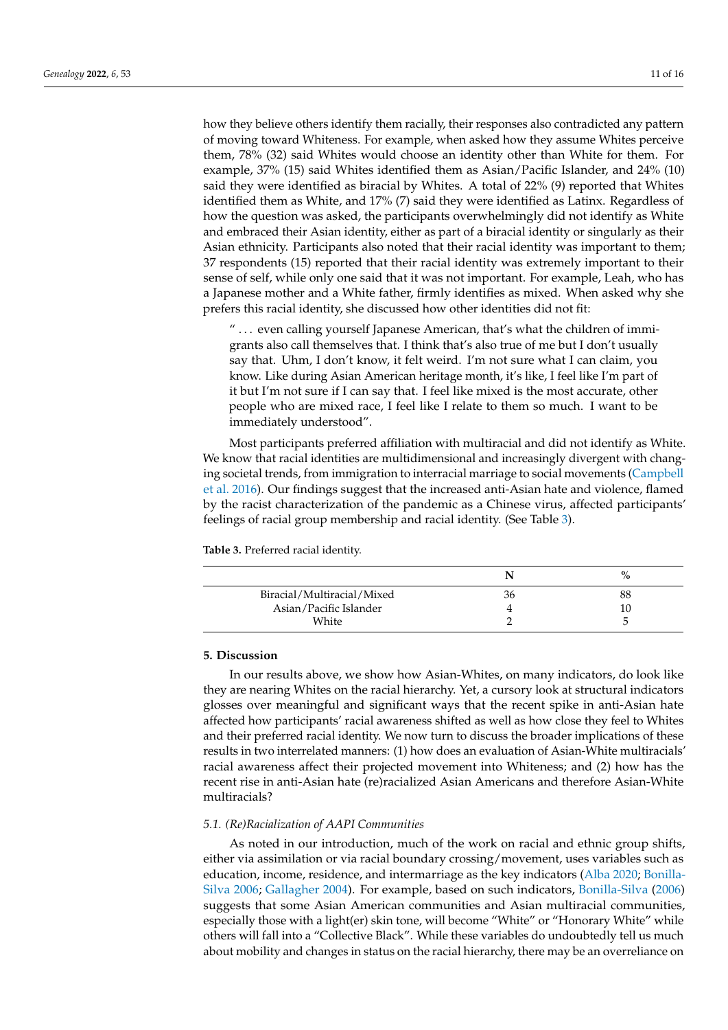how they believe others identify them racially, their responses also contradicted any pattern of moving toward Whiteness. For example, when asked how they assume Whites perceive them, 78% (32) said Whites would choose an identity other than White for them. For example, 37% (15) said Whites identified them as Asian/Pacific Islander, and 24% (10) said they were identified as biracial by Whites. A total of 22% (9) reported that Whites identified them as White, and 17% (7) said they were identified as Latinx. Regardless of how the question was asked, the participants overwhelmingly did not identify as White and embraced their Asian identity, either as part of a biracial identity or singularly as their Asian ethnicity. Participants also noted that their racial identity was important to them; 37 respondents (15) reported that their racial identity was extremely important to their sense of self, while only one said that it was not important. For example, Leah, who has a Japanese mother and a White father, firmly identifies as mixed. When asked why she prefers this racial identity, she discussed how other identities did not fit:

> " ... even calling yourself Japanese American, that's what the children of immigrants also call themselves that. I think that's also true of me but I don't usually say that. Uhm, I don't know, it felt weird. I'm not sure what I can claim, you know. Like during Asian American heritage month, it's like, I feel like I'm part of it but I'm not sure if I can say that. I feel like mixed is the most accurate, other people who are mixed race, I feel like I relate to them so much. I want to be immediately understood".

Most participants preferred affiliation with multiracial and did not identify as White. We know that racial identities are multidimensional and increasingly divergent with changing societal trends, from immigration to interracial marriage to social movements (Campbell et al. 2016). Our findings suggest that the increased anti-Asian hate and violence, flamed by the racist characterization of the pandemic as a Chinese virus, affected participants' feelings of racial group membership and racial identity. (See Table 3).

**Table 3.** Preferred racial identity.

| | N | % |
|---|---|---|
| Biracial/Multiracial/Mixed | 36 | 88 |
| Asian/Pacific Islander | 4 | 10 |
| White | 2 | 5 |

## 5. Discussion

In our results above, we show how Asian-Whites, on many indicators, do look like they are nearing Whites on the racial hierarchy. Yet, a cursory look at structural indicators glosses over meaningful and significant ways that the recent spike in anti-Asian hate affected how participants' racial awareness shifted as well as how close they feel to Whites and their preferred racial identity. We now turn to discuss the broader implications of these results in two interrelated manners: (1) how does an evaluation of Asian-White multiracials' racial awareness affect their projected movement into Whiteness; and (2) how has the recent rise in anti-Asian hate (re)racialized Asian Americans and therefore Asian-White multiracials?

### *5.1. (Re)Racialization of AAPI Communities*

As noted in our introduction, much of the work on racial and ethnic group shifts, either via assimilation or via racial boundary crossing/movement, uses variables such as education, income, residence, and intermarriage as the key indicators (Alba 2020; Bonilla-Silva 2006; Gallagher 2004). For example, based on such indicators, Bonilla-Silva (2006) suggests that some Asian American communities and Asian multiracial communities, especially those with a light(er) skin tone, will become "White" or "Honorary White" while others will fall into a "Collective Black". While these variables do undoubtedly tell us much about mobility and changes in status on the racial hierarchy, there may be an overreliance on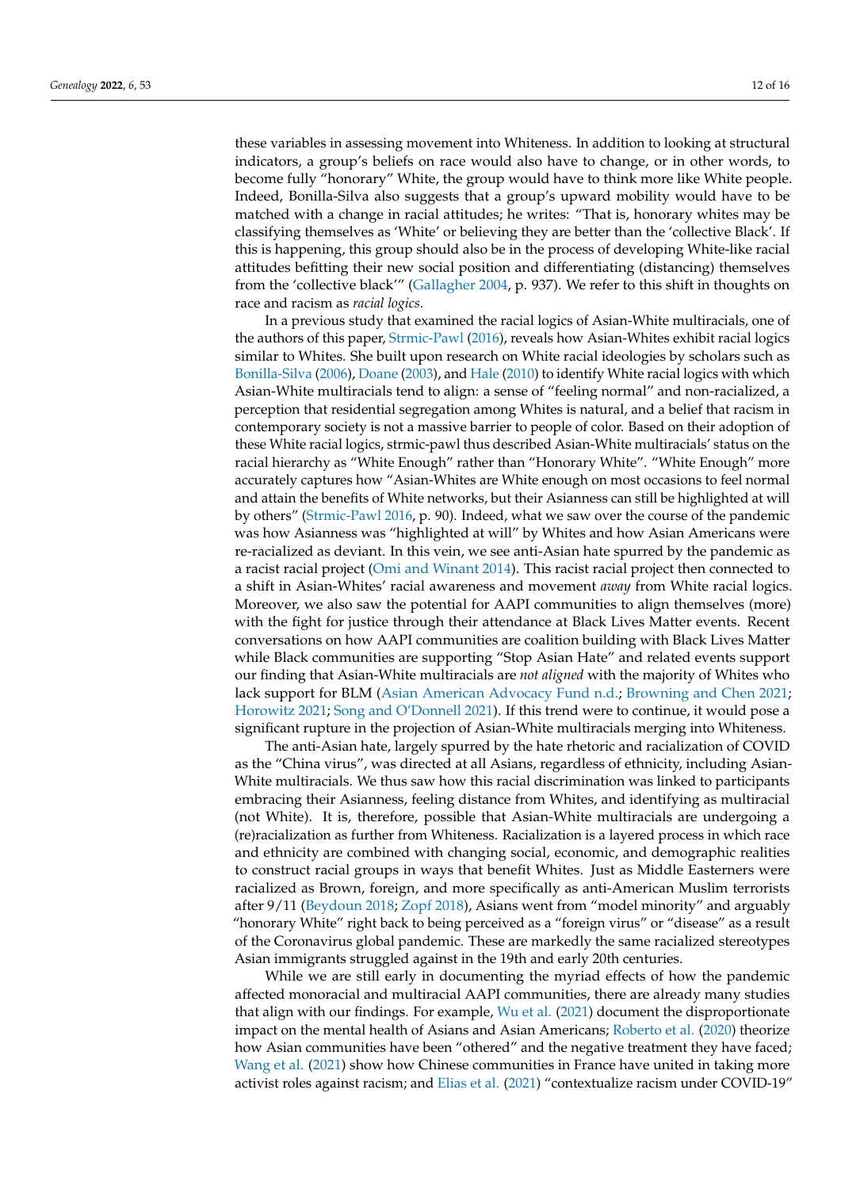these variables in assessing movement into Whiteness. In addition to looking at structural indicators, a group's beliefs on race would also have to change, or in other words, to become fully "honorary" White, the group would have to think more like White people. Indeed, Bonilla-Silva also suggests that a group's upward mobility would have to be matched with a change in racial attitudes; he writes: "That is, honorary whites may be classifying themselves as 'White' or believing they are better than the 'collective Black'. If this is happening, this group should also be in the process of developing White-like racial attitudes befitting their new social position and differentiating (distancing) themselves from the 'collective black'" (Gallagher 2004, p. 937). We refer to this shift in thoughts on race and racism as *racial logics*.

In a previous study that examined the racial logics of Asian-White multiracials, one of the authors of this paper, Strmic-Pawl (2016), reveals how Asian-Whites exhibit racial logics similar to Whites. She built upon research on White racial ideologies by scholars such as Bonilla-Silva (2006), Doane (2003), and Hale (2010) to identify White racial logics with which Asian-White multiracials tend to align: a sense of "feeling normal" and non-racialized, a perception that residential segregation among Whites is natural, and a belief that racism in contemporary society is not a massive barrier to people of color. Based on their adoption of these White racial logics, strmic-pawl thus described Asian-White multiracials' status on the racial hierarchy as "White Enough" rather than "Honorary White". "White Enough" more accurately captures how "Asian-Whites are White enough on most occasions to feel normal and attain the benefits of White networks, but their Asianness can still be highlighted at will by others" (Strmic-Pawl 2016, p. 90). Indeed, what we saw over the course of the pandemic was how Asianness was "highlighted at will" by Whites and how Asian Americans were re-racialized as deviant. In this vein, we see anti-Asian hate spurred by the pandemic as a racist racial project (Omi and Winant 2014). This racist racial project then connected to a shift in Asian-Whites' racial awareness and movement *away* from White racial logics. Moreover, we also saw the potential for AAPI communities to align themselves (more) with the fight for justice through their attendance at Black Lives Matter events. Recent conversations on how AAPI communities are coalition building with Black Lives Matter while Black communities are supporting "Stop Asian Hate" and related events support our finding that Asian-White multiracials are *not aligned* with the majority of Whites who lack support for BLM (Asian American Advocacy Fund n.d.; Browning and Chen 2021; Horowitz 2021; Song and O'Donnell 2021). If this trend were to continue, it would pose a significant rupture in the projection of Asian-White multiracials merging into Whiteness.

The anti-Asian hate, largely spurred by the hate rhetoric and racialization of COVID as the "China virus", was directed at all Asians, regardless of ethnicity, including Asian-White multiracials. We thus saw how this racial discrimination was linked to participants embracing their Asianness, feeling distance from Whites, and identifying as multiracial (not White). It is, therefore, possible that Asian-White multiracials are undergoing a (re)racialization as further from Whiteness. Racialization is a layered process in which race and ethnicity are combined with changing social, economic, and demographic realities to construct racial groups in ways that benefit Whites. Just as Middle Easterners were racialized as Brown, foreign, and more specifically as anti-American Muslim terrorists after 9/11 (Beydoun 2018; Zopf 2018), Asians went from "model minority" and arguably "honorary White" right back to being perceived as a "foreign virus" or "disease" as a result of the Coronavirus global pandemic. These are markedly the same racialized stereotypes Asian immigrants struggled against in the 19th and early 20th centuries.

While we are still early in documenting the myriad effects of how the pandemic affected monoracial and multiracial AAPI communities, there are already many studies that align with our findings. For example, Wu et al. (2021) document the disproportionate impact on the mental health of Asians and Asian Americans; Roberto et al. (2020) theorize how Asian communities have been "othered" and the negative treatment they have faced; Wang et al. (2021) show how Chinese communities in France have united in taking more activist roles against racism; and Elias et al. (2021) "contextualize racism under COVID-19"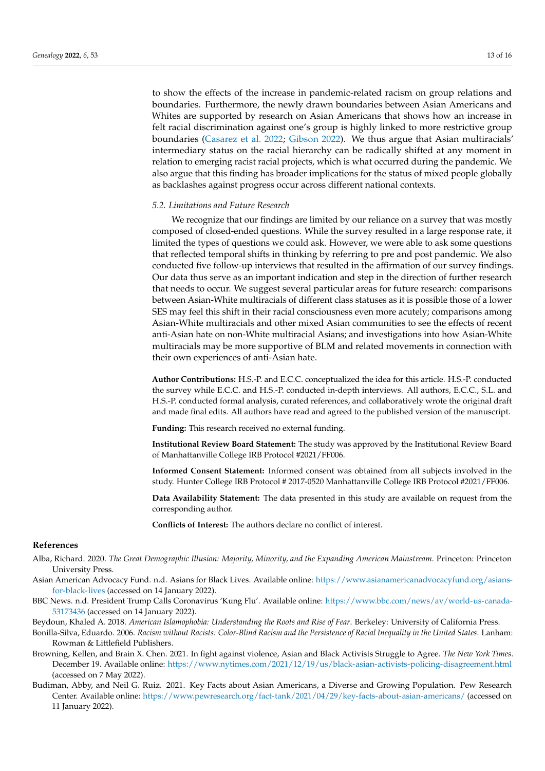to show the effects of the increase in pandemic-related racism on group relations and boundaries. Furthermore, the newly drawn boundaries between Asian Americans and Whites are supported by research on Asian Americans that shows how an increase in felt racial discrimination against one's group is highly linked to more restrictive group boundaries (Casarez et al. 2022; Gibson 2022). We thus argue that Asian multiracials' intermediary status on the racial hierarchy can be radically shifted at any moment in relation to emerging racist racial projects, which is what occurred during the pandemic. We also argue that this finding has broader implications for the status of mixed people globally as backlashes against progress occur across different national contexts.

### *5.2. Limitations and Future Research*

We recognize that our findings are limited by our reliance on a survey that was mostly composed of closed-ended questions. While the survey resulted in a large response rate, it limited the types of questions we could ask. However, we were able to ask some questions that reflected temporal shifts in thinking by referring to pre and post pandemic. We also conducted five follow-up interviews that resulted in the affirmation of our survey findings. Our data thus serve as an important indication and step in the direction of further research that needs to occur. We suggest several particular areas for future research: comparisons between Asian-White multiracials of different class statuses as it is possible those of a lower SES may feel this shift in their racial consciousness even more acutely; comparisons among Asian-White multiracials and other mixed Asian communities to see the effects of recent anti-Asian hate on non-White multiracial Asians; and investigations into how Asian-White multiracials may be more supportive of BLM and related movements in connection with their own experiences of anti-Asian hate.

**Author Contributions:** H.S.-P. and E.C.C. conceptualized the idea for this article. H.S.-P. conducted the survey while E.C.C. and H.S.-P. conducted in-depth interviews. All authors, E.C.C., S.L. and H.S.-P. conducted formal analysis, curated references, and collaboratively wrote the original draft and made final edits. All authors have read and agreed to the published version of the manuscript.

**Funding:** This research received no external funding.

**Institutional Review Board Statement:** The study was approved by the Institutional Review Board of Manhattanville College IRB Protocol #2021/FF006.

**Informed Consent Statement:** Informed consent was obtained from all subjects involved in the study. Hunter College IRB Protocol # 2017-0520 Manhattanville College IRB Protocol #2021/FF006.

**Data Availability Statement:** The data presented in this study are available on request from the corresponding author.

**Conflicts of Interest:** The authors declare no conflict of interest.

## References

Alba, Richard. 2020. *The Great Demographic Illusion: Majority, Minority, and the Expanding American Mainstream*. Princeton: Princeton University Press.

Asian American Advocacy Fund. n.d. Asians for Black Lives. Available online: https://www.asianamericanadvocacyfund.org/asians-for-black-lives (accessed on 14 January 2022).

BBC News. n.d. President Trump Calls Coronavirus 'Kung Flu'. Available online: https://www.bbc.com/news/av/world-us-canada-53173436 (accessed on 14 January 2022).

Beydoun, Khaled A. 2018. *American Islamophobia: Understanding the Roots and Rise of Fear*. Berkeley: University of California Press.

Bonilla-Silva, Eduardo. 2006. *Racism without Racists: Color-Blind Racism and the Persistence of Racial Inequality in the United States*. Lanham: Rowman & Littlefield Publishers.

Browning, Kellen, and Brain X. Chen. 2021. In fight against violence, Asian and Black Activists Struggle to Agree. *The New York Times*. December 19. Available online: https://www.nytimes.com/2021/12/19/us/black-asian-activists-policing-disagreement.html (accessed on 7 May 2022).

Budiman, Abby, and Neil G. Ruiz. 2021. Key Facts about Asian Americans, a Diverse and Growing Population. Pew Research Center. Available online: https://www.pewresearch.org/fact-tank/2021/04/29/key-facts-about-asian-americans/ (accessed on 11 January 2022).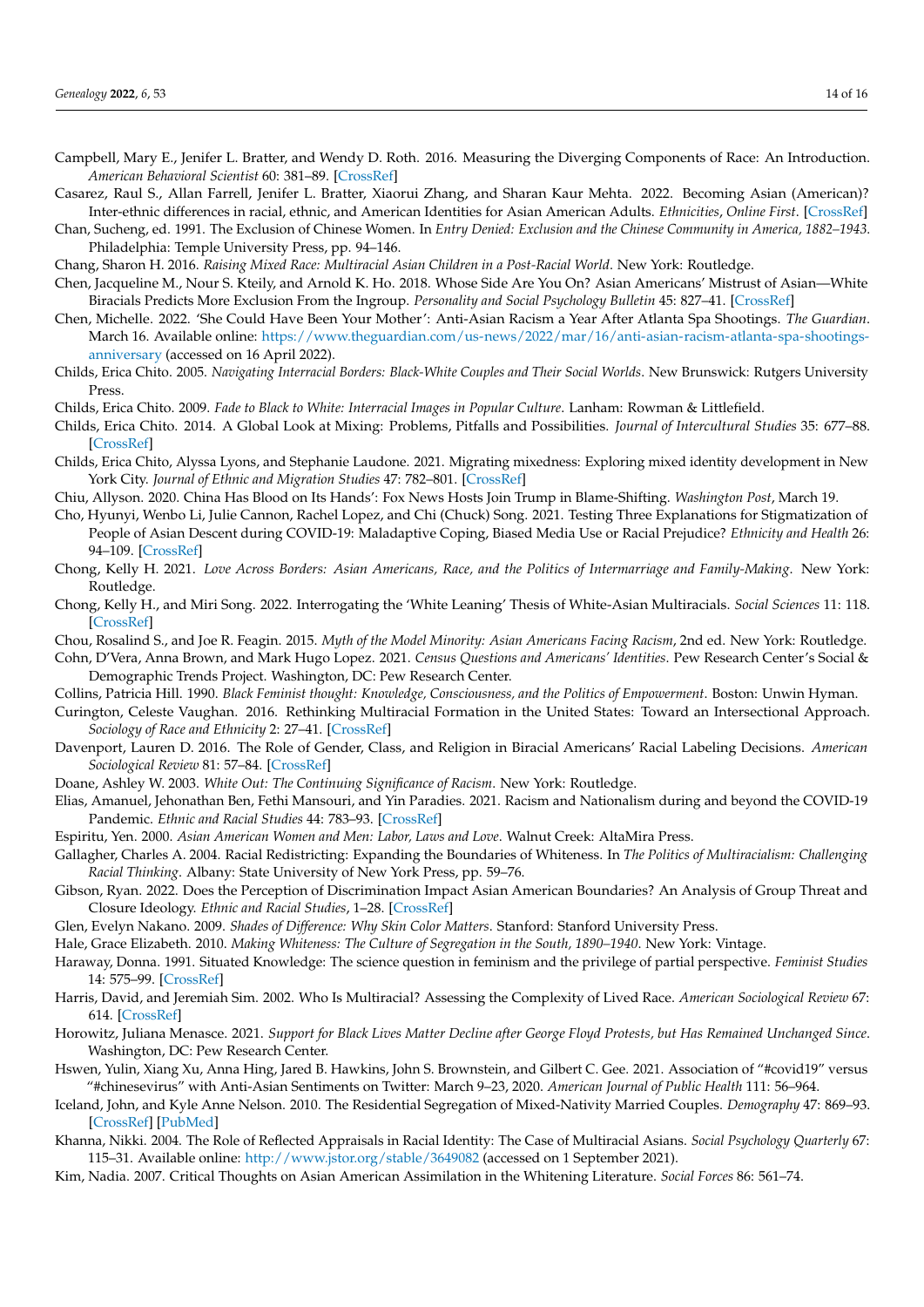Campbell, Mary E., Jenifer L. Bratter, and Wendy D. Roth. 2016. Measuring the Diverging Components of Race: An Introduction. *American Behavioral Scientist* 60: 381–89. [CrossRef]

Casarez, Raul S., Allan Farrell, Jenifer L. Bratter, Xiaorui Zhang, and Sharan Kaur Mehta. 2022. Becoming Asian (American)? Inter-ethnic differences in racial, ethnic, and American Identities for Asian American Adults. *Ethnicities*, *Online First*. [CrossRef]

Chan, Sucheng, ed. 1991. The Exclusion of Chinese Women. In *Entry Denied: Exclusion and the Chinese Community in America, 1882–1943*. Philadelphia: Temple University Press, pp. 94–146.

Chang, Sharon H. 2016. *Raising Mixed Race: Multiracial Asian Children in a Post-Racial World*. New York: Routledge.

Chen, Jacqueline M., Nour S. Kteily, and Arnold K. Ho. 2018. Whose Side Are You On? Asian Americans' Mistrust of Asian—White Biracials Predicts More Exclusion From the Ingroup. *Personality and Social Psychology Bulletin* 45: 827–41. [CrossRef]

Chen, Michelle. 2022. 'She Could Have Been Your Mother': Anti-Asian Racism a Year After Atlanta Spa Shootings. *The Guardian*. March 16. Available online: https://www.theguardian.com/us-news/2022/mar/16/anti-asian-racism-atlanta-spa-shootings-anniversary (accessed on 16 April 2022).

Childs, Erica Chito. 2005. *Navigating Interracial Borders: Black-White Couples and Their Social Worlds*. New Brunswick: Rutgers University Press.

Childs, Erica Chito. 2009. *Fade to Black to White: Interracial Images in Popular Culture*. Lanham: Rowman & Littlefield.

Childs, Erica Chito. 2014. A Global Look at Mixing: Problems, Pitfalls and Possibilities. *Journal of Intercultural Studies* 35: 677–88. [CrossRef]

Childs, Erica Chito, Alyssa Lyons, and Stephanie Laudone. 2021. Migrating mixedness: Exploring mixed identity development in New York City. *Journal of Ethnic and Migration Studies* 47: 782–801. [CrossRef]

Chiu, Allyson. 2020. China Has Blood on Its Hands': Fox News Hosts Join Trump in Blame-Shifting. *Washington Post*, March 19.

Cho, Hyunyi, Wenbo Li, Julie Cannon, Rachel Lopez, and Chi (Chuck) Song. 2021. Testing Three Explanations for Stigmatization of People of Asian Descent during COVID-19: Maladaptive Coping, Biased Media Use or Racial Prejudice? *Ethnicity and Health* 26: 94–109. [CrossRef]

Chong, Kelly H. 2021. *Love Across Borders: Asian Americans, Race, and the Politics of Intermarriage and Family-Making*. New York: Routledge.

Chong, Kelly H., and Miri Song. 2022. Interrogating the 'White Leaning' Thesis of White-Asian Multiracials. *Social Sciences* 11: 118. [CrossRef]

Chou, Rosalind S., and Joe R. Feagin. 2015. *Myth of the Model Minority: Asian Americans Facing Racism*, 2nd ed. New York: Routledge.

Cohn, D'Vera, Anna Brown, and Mark Hugo Lopez. 2021. *Census Questions and Americans' Identities*. Pew Research Center's Social & Demographic Trends Project. Washington, DC: Pew Research Center.

Collins, Patricia Hill. 1990. *Black Feminist thought: Knowledge, Consciousness, and the Politics of Empowerment*. Boston: Unwin Hyman.

Curington, Celeste Vaughan. 2016. Rethinking Multiracial Formation in the United States: Toward an Intersectional Approach. *Sociology of Race and Ethnicity* 2: 27–41. [CrossRef]

Davenport, Lauren D. 2016. The Role of Gender, Class, and Religion in Biracial Americans' Racial Labeling Decisions. *American Sociological Review* 81: 57–84. [CrossRef]

Doane, Ashley W. 2003. *White Out: The Continuing Significance of Racism*. New York: Routledge.

Elias, Amanuel, Jehonathan Ben, Fethi Mansouri, and Yin Paradies. 2021. Racism and Nationalism during and beyond the COVID-19 Pandemic. *Ethnic and Racial Studies* 44: 783–93. [CrossRef]

Espiritu, Yen. 2000. *Asian American Women and Men: Labor, Laws and Love*. Walnut Creek: AltaMira Press.

Gallagher, Charles A. 2004. Racial Redistricting: Expanding the Boundaries of Whiteness. In *The Politics of Multiracialism: Challenging Racial Thinking*. Albany: State University of New York Press, pp. 59–76.

Gibson, Ryan. 2022. Does the Perception of Discrimination Impact Asian American Boundaries? An Analysis of Group Threat and Closure Ideology. *Ethnic and Racial Studies*, 1–28. [CrossRef]

Glen, Evelyn Nakano. 2009. *Shades of Difference: Why Skin Color Matters*. Stanford: Stanford University Press.

Hale, Grace Elizabeth. 2010. *Making Whiteness: The Culture of Segregation in the South, 1890–1940*. New York: Vintage.

Haraway, Donna. 1991. Situated Knowledge: The science question in feminism and the privilege of partial perspective. *Feminist Studies* 14: 575–99. [CrossRef]

Harris, David, and Jeremiah Sim. 2002. Who Is Multiracial? Assessing the Complexity of Lived Race. *American Sociological Review* 67: 614. [CrossRef]

Horowitz, Juliana Menasce. 2021. *Support for Black Lives Matter Decline after George Floyd Protests, but Has Remained Unchanged Since*. Washington, DC: Pew Research Center.

Hswen, Yulin, Xiang Xu, Anna Hing, Jared B. Hawkins, John S. Brownstein, and Gilbert C. Gee. 2021. Association of "#covid19" versus "#chinesevirus" with Anti-Asian Sentiments on Twitter: March 9–23, 2020. *American Journal of Public Health* 111: 56–964.

Iceland, John, and Kyle Anne Nelson. 2010. The Residential Segregation of Mixed-Nativity Married Couples. *Demography* 47: 869–93. [CrossRef] [PubMed]

Khanna, Nikki. 2004. The Role of Reflected Appraisals in Racial Identity: The Case of Multiracial Asians. *Social Psychology Quarterly* 67: 115–31. Available online: http://www.jstor.org/stable/3649082 (accessed on 1 September 2021).

Kim, Nadia. 2007. Critical Thoughts on Asian American Assimilation in the Whitening Literature. *Social Forces* 86: 561–74.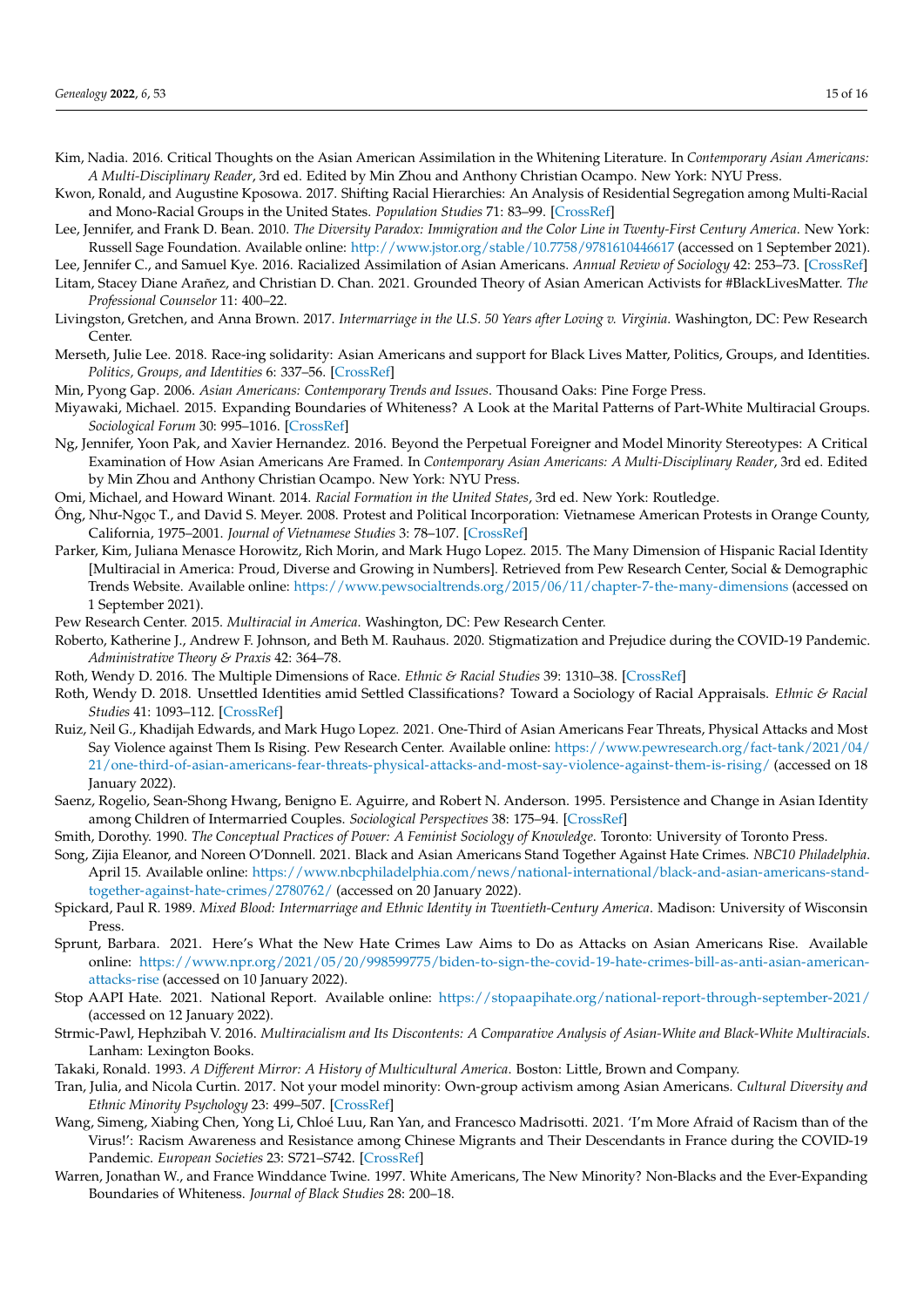Kim, Nadia. 2016. Critical Thoughts on the Asian American Assimilation in the Whitening Literature. In *Contemporary Asian Americans: A Multi-Disciplinary Reader*, 3rd ed. Edited by Min Zhou and Anthony Christian Ocampo. New York: NYU Press.

Kwon, Ronald, and Augustine Kposowa. 2017. Shifting Racial Hierarchies: An Analysis of Residential Segregation among Multi-Racial and Mono-Racial Groups in the United States. *Population Studies* 71: 83–99. [CrossRef]

Lee, Jennifer, and Frank D. Bean. 2010. *The Diversity Paradox: Immigration and the Color Line in Twenty-First Century America*. New York: Russell Sage Foundation. Available online: http://www.jstor.org/stable/10.7758/9781610446617 (accessed on 1 September 2021).

Lee, Jennifer C., and Samuel Kye. 2016. Racialized Assimilation of Asian Americans. *Annual Review of Sociology* 42: 253–73. [CrossRef]

Litam, Stacey Diane Arañez, and Christian D. Chan. 2021. Grounded Theory of Asian American Activists for #BlackLivesMatter. *The Professional Counselor* 11: 400–22.

Livingston, Gretchen, and Anna Brown. 2017. *Intermarriage in the U.S. 50 Years after Loving v. Virginia*. Washington, DC: Pew Research Center.

Merseth, Julie Lee. 2018. Race-ing solidarity: Asian Americans and support for Black Lives Matter, Politics, Groups, and Identities. *Politics, Groups, and Identities* 6: 337–56. [CrossRef]

Min, Pyong Gap. 2006. *Asian Americans: Contemporary Trends and Issues*. Thousand Oaks: Pine Forge Press.

Miyawaki, Michael. 2015. Expanding Boundaries of Whiteness? A Look at the Marital Patterns of Part-White Multiracial Groups. *Sociological Forum* 30: 995–1016. [CrossRef]

Ng, Jennifer, Yoon Pak, and Xavier Hernandez. 2016. Beyond the Perpetual Foreigner and Model Minority Stereotypes: A Critical Examination of How Asian Americans Are Framed. In *Contemporary Asian Americans: A Multi-Disciplinary Reader*, 3rd ed. Edited by Min Zhou and Anthony Christian Ocampo. New York: NYU Press.

Omi, Michael, and Howard Winant. 2014. *Racial Formation in the United States*, 3rd ed. New York: Routledge.

Ông, Như-Ngọc T., and David S. Meyer. 2008. Protest and Political Incorporation: Vietnamese American Protests in Orange County, California, 1975–2001. *Journal of Vietnamese Studies* 3: 78–107. [CrossRef]

Parker, Kim, Juliana Menasce Horowitz, Rich Morin, and Mark Hugo Lopez. 2015. The Many Dimension of Hispanic Racial Identity [Multiracial in America: Proud, Diverse and Growing in Numbers]. Retrieved from Pew Research Center, Social & Demographic Trends Website. Available online: https://www.pewsocialtrends.org/2015/06/11/chapter-7-the-many-dimensions (accessed on 1 September 2021).

Pew Research Center. 2015. *Multiracial in America*. Washington, DC: Pew Research Center.

Roberto, Katherine J., Andrew F. Johnson, and Beth M. Rauhaus. 2020. Stigmatization and Prejudice during the COVID-19 Pandemic. *Administrative Theory & Praxis* 42: 364–78.

Roth, Wendy D. 2016. The Multiple Dimensions of Race. *Ethnic & Racial Studies* 39: 1310–38. [CrossRef]

Roth, Wendy D. 2018. Unsettled Identities amid Settled Classifications? Toward a Sociology of Racial Appraisals. *Ethnic & Racial Studies* 41: 1093–112. [CrossRef]

Ruiz, Neil G., Khadijah Edwards, and Mark Hugo Lopez. 2021. One-Third of Asian Americans Fear Threats, Physical Attacks and Most Say Violence against Them Is Rising. Pew Research Center. Available online: https://www.pewresearch.org/fact-tank/2021/04/21/one-third-of-asian-americans-fear-threats-physical-attacks-and-most-say-violence-against-them-is-rising/ (accessed on 18 January 2022).

Saenz, Rogelio, Sean-Shong Hwang, Benigno E. Aguirre, and Robert N. Anderson. 1995. Persistence and Change in Asian Identity among Children of Intermarried Couples. *Sociological Perspectives* 38: 175–94. [CrossRef]

Smith, Dorothy. 1990. *The Conceptual Practices of Power: A Feminist Sociology of Knowledge*. Toronto: University of Toronto Press.

Song, Zijia Eleanor, and Noreen O'Donnell. 2021. Black and Asian Americans Stand Together Against Hate Crimes. *NBC10 Philadelphia*. April 15. Available online: https://www.nbcphiladelphia.com/news/national-international/black-and-asian-americans-stand-together-against-hate-crimes/2780762/ (accessed on 20 January 2022).

Spickard, Paul R. 1989. *Mixed Blood: Intermarriage and Ethnic Identity in Twentieth-Century America*. Madison: University of Wisconsin Press.

Sprunt, Barbara. 2021. Here's What the New Hate Crimes Law Aims to Do as Attacks on Asian Americans Rise. Available online: https://www.npr.org/2021/05/20/998599775/biden-to-sign-the-covid-19-hate-crimes-bill-as-anti-asian-american-attacks-rise (accessed on 10 January 2022).

Stop AAPI Hate. 2021. National Report. Available online: https://stopaapihate.org/national-report-through-september-2021/ (accessed on 12 January 2022).

Strmic-Pawl, Hephzibah V. 2016. *Multiracialism and Its Discontents: A Comparative Analysis of Asian-White and Black-White Multiracials*. Lanham: Lexington Books.

Takaki, Ronald. 1993. *A Different Mirror: A History of Multicultural America*. Boston: Little, Brown and Company.

Tran, Julia, and Nicola Curtin. 2017. Not your model minority: Own-group activism among Asian Americans. *Cultural Diversity and Ethnic Minority Psychology* 23: 499–507. [CrossRef]

Wang, Simeng, Xiabing Chen, Yong Li, Chloé Luu, Ran Yan, and Francesco Madrisotti. 2021. 'I'm More Afraid of Racism than of the Virus!': Racism Awareness and Resistance among Chinese Migrants and Their Descendants in France during the COVID-19 Pandemic. *European Societies* 23: S721–S742. [CrossRef]

Warren, Jonathan W., and France Winddance Twine. 1997. White Americans, The New Minority? Non-Blacks and the Ever-Expanding Boundaries of Whiteness. *Journal of Black Studies* 28: 200–18.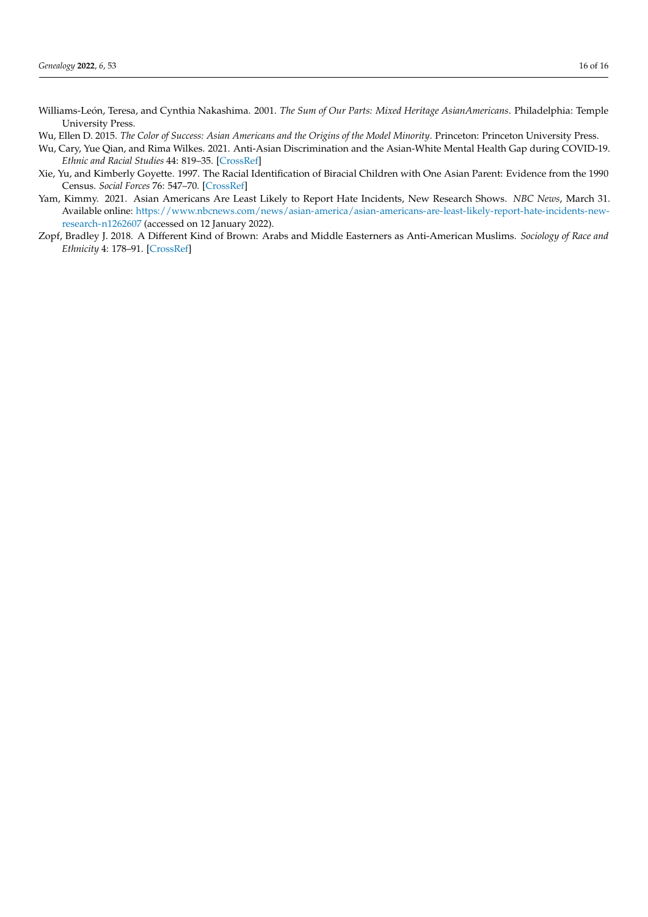Williams-León, Teresa, and Cynthia Nakashima. 2001. *The Sum of Our Parts: Mixed Heritage AsianAmericans*. Philadelphia: Temple University Press.

Wu, Ellen D. 2015. *The Color of Success: Asian Americans and the Origins of the Model Minority*. Princeton: Princeton University Press.

Wu, Cary, Yue Qian, and Rima Wilkes. 2021. Anti-Asian Discrimination and the Asian-White Mental Health Gap during COVID-19. *Ethnic and Racial Studies* 44: 819–35. [CrossRef]

Xie, Yu, and Kimberly Goyette. 1997. The Racial Identification of Biracial Children with One Asian Parent: Evidence from the 1990 Census. *Social Forces* 76: 547–70. [CrossRef]

Yam, Kimmy. 2021. Asian Americans Are Least Likely to Report Hate Incidents, New Research Shows. *NBC News*, March 31. Available online: https://www.nbcnews.com/news/asian-america/asian-americans-are-least-likely-report-hate-incidents-new-research-n1262607 (accessed on 12 January 2022).

Zopf, Bradley J. 2018. A Different Kind of Brown: Arabs and Middle Easterners as Anti-American Muslims. *Sociology of Race and Ethnicity* 4: 178–91. [CrossRef]